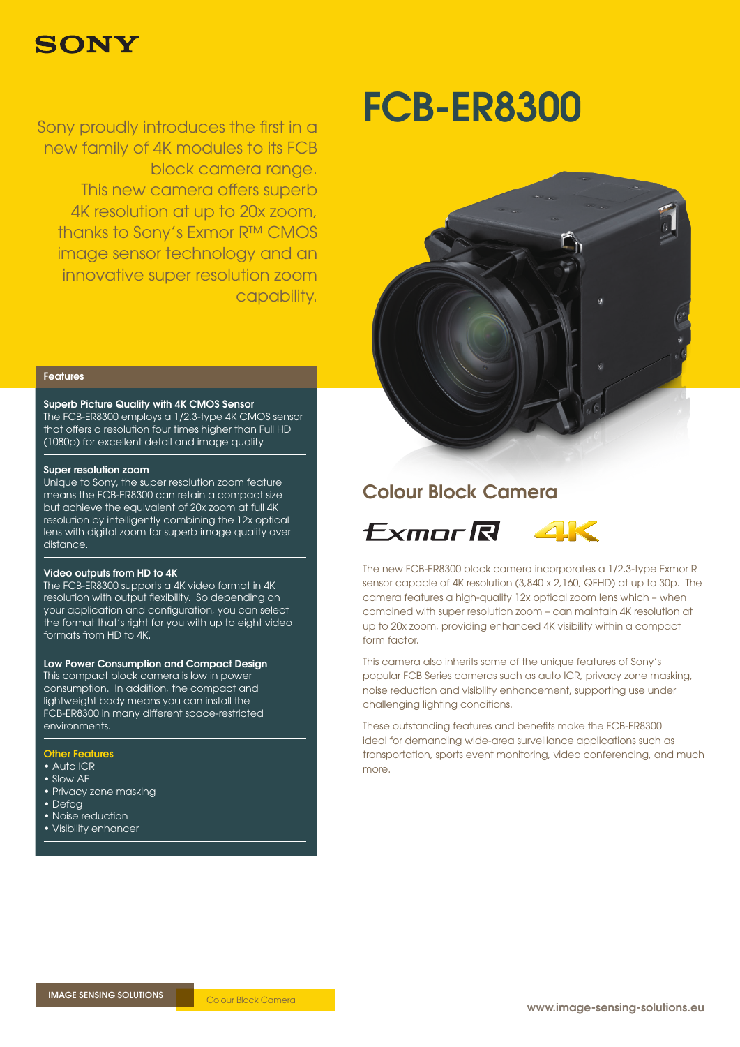SONY

# FCB-ER8300

Sony proudly introduces the first in a new family of 4K modules to its FCB block camera range. This new camera offers superb 4K resolution at up to 20x zoom, thanks to Sony's Exmor R™ CMOS image sensor technology and an innovative super resolution zoom capability.

## Features

**Superb Picture Quality with 4K CMOS Sensor**
The FCB-ER8300 employs a 1/2.3-type 4K CMOS sensor that offers a resolution four times higher than Full HD (1080p) for excellent detail and image quality.

**Super resolution zoom**
Unique to Sony, the super resolution zoom feature means the FCB-ER8300 can retain a compact size but achieve the equivalent of 20x zoom at full 4K resolution by intelligently combining the 12x optical lens with digital zoom for superb image quality over distance.

**Video outputs from HD to 4K**
The FCB-ER8300 supports a 4K video format in 4K resolution with output flexibility. So depending on your application and configuration, you can select the format that's right for you with up to eight video formats from HD to 4K.

**Low Power Consumption and Compact Design**
This compact block camera is low in power consumption. In addition, the compact and lightweight body means you can install the FCB-ER8300 in many different space-restricted environments.

**Other Features**
- Auto ICR
- Slow AE
- Privacy zone masking
- Defog
- Noise reduction
- Visibility enhancer

## Colour Block Camera

Exmor R 4K

The new FCB-ER8300 block camera incorporates a 1/2.3-type Exmor R sensor capable of 4K resolution (3,840 x 2,160, QFHD) at up to 30p. The camera features a high-quality 12x optical zoom lens which – when combined with super resolution zoom – can maintain 4K resolution at up to 20x zoom, providing enhanced 4K visibility within a compact form factor.

This camera also inherits some of the unique features of Sony's popular FCB Series cameras such as auto ICR, privacy zone masking, noise reduction and visibility enhancement, supporting use under challenging lighting conditions.

These outstanding features and benefits make the FCB-ER8300 ideal for demanding wide-area surveillance applications such as transportation, sports event monitoring, video conferencing, and much more.

IMAGE SENSING SOLUTIONS | Colour Block Camera

www.image-sensing-solutions.eu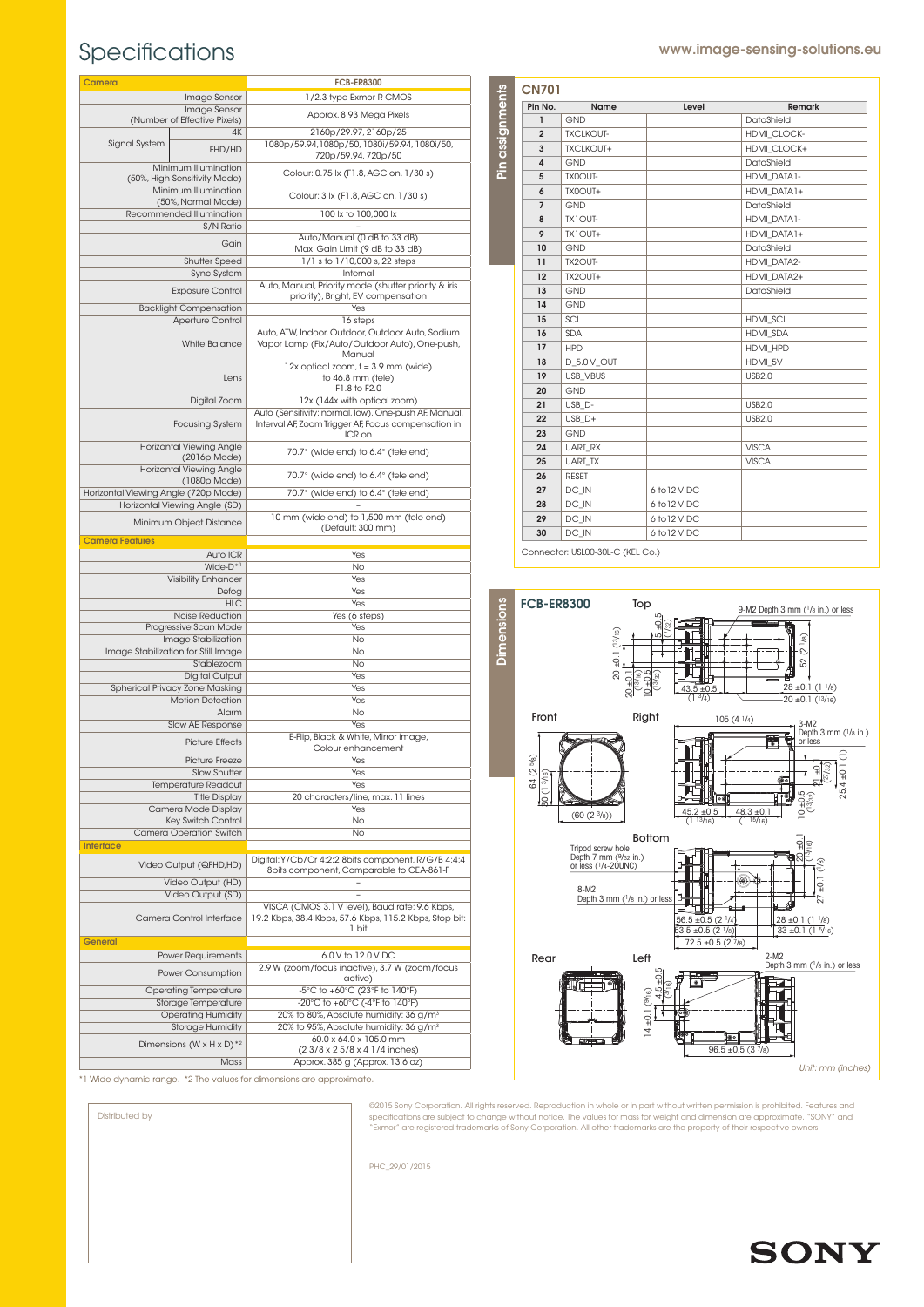# Specifications

www.image-sensing-solutions.eu

| Camera | | FCB-ER8300 |
|---|---|---|
| Image Sensor | | 1/2.3 type Exmor R CMOS |
| Image Sensor (Number of Effective Pixels) | | Approx. 8.93 Mega Pixels |
| Signal System | 4K | 2160p/29.97, 2160p/25 |
| | FHD/HD | 1080p/59.94,1080p/50, 1080i/59.94, 1080i/50, 720p/59.94, 720p/50 |
| Minimum Illumination (50%, High Sensitivity Mode) | | Colour: 0.75 lx (F1.8, AGC on, 1/30 s) |
| Minimum Illumination (50%, Normal Mode) | | Colour: 3 lx (F1.8, AGC on, 1/30 s) |
| Recommended Illumination | | 100 lx to 100,000 lx |
| S/N Ratio | | – |
| Gain | | Auto/Manual (0 dB to 33 dB) Max. Gain Limit (9 dB to 33 dB) |
| Shutter Speed | | 1/1 s to 1/10,000 s, 22 steps |
| Sync System | | Internal |
| Exposure Control | | Auto, Manual, Priority mode (shutter priority & iris priority), Bright, EV compensation |
| Backlight Compensation | | Yes |
| Aperture Control | | 16 steps |
| White Balance | | Auto, ATW, Indoor, Outdoor, Outdoor Auto, Sodium Vapor Lamp (Fix/Auto/Outdoor Auto), One-push, Manual |
| Lens | | 12x optical zoom, f = 3.9 mm (wide) to 46.8 mm (tele) F1.8 to F2.0 |
| Digital Zoom | | 12x (144x with optical zoom) |
| Focusing System | | Auto (Sensitivity: normal, low), One-push AF, Manual, Interval AF, Zoom Trigger AF, Focus compensation in ICR on |
| Horizontal Viewing Angle (2016p Mode) | | 70.7° (wide end) to 6.4° (tele end) |
| Horizontal Viewing Angle (1080p Mode) | | 70.7° (wide end) to 6.4° (tele end) |
| Horizontal Viewing Angle (720p Mode) | | 70.7° (wide end) to 6.4° (tele end) |
| Horizontal Viewing Angle (SD) | | – |
| Minimum Object Distance | | 10 mm (wide end) to 1,500 mm (tele end) (Default: 300 mm) |
| **Camera Features** | | |
| Auto ICR | | Yes |
| Wide-D*1 | | No |
| Visibility Enhancer | | Yes |
| Defog | | Yes |
| HLC | | Yes |
| Noise Reduction | | Yes (6 steps) |
| Progressive Scan Mode | | Yes |
| Image Stabilization | | No |
| Image Stabilization for Still Image | | No |
| Stablezoom | | No |
| Digital Output | | Yes |
| Spherical Privacy Zone Masking | | Yes |
| Motion Detection | | Yes |
| Alarm | | No |
| Slow AE Response | | Yes |
| Picture Effects | | E-Flip, Black & White, Mirror image, Colour enhancement |
| Picture Freeze | | Yes |
| Slow Shutter | | Yes |
| Temperature Readout | | Yes |
| Title Display | | 20 characters/line, max. 11 lines |
| Camera Mode Display | | Yes |
| Key Switch Control | | No |
| Camera Operation Switch | | No |
| **Interface** | | |
| Video Output (QFHD,HD) | | Digital: Y/Cb/Cr 4:2:2 8bits component, R/G/B 4:4:4 8bits component, Comparable to CEA-861-F |
| Video Output (HD) | | – |
| Video Output (SD) | | – |
| Camera Control Interface | | VISCA (CMOS 3.1 V level), Baud rate: 9.6 Kbps, 19.2 Kbps, 38.4 Kbps, 57.6 Kbps, 115.2 Kbps, Stop bit: 1 bit |
| **General** | | |
| Power Requirements | | 6.0 V to 12.0 V DC |
| Power Consumption | | 2.9 W (zoom/focus inactive), 3.7 W (zoom/focus active) |
| Operating Temperature | | -5°C to +60°C (23°F to 140°F) |
| Storage Temperature | | -20°C to +60°C (-4°F to 140°F) |
| Operating Humidity | | 20% to 80%, Absolute humidity: 36 g/m³ |
| Storage Humidity | | 20% to 95%, Absolute humidity: 36 g/m³ |
| Dimensions (W x H x D)*2 | | 60.0 x 64.0 x 105.0 mm (2 3/8 x 2 5/8 x 4 1/4 inches) |
| Mass | | Approx. 385 g (Approx. 13.6 oz) |

*1 Wide dynamic range. *2 The values for dimensions are approximate.

## Pin assignments

### CN701

| Pin No. | Name | Level | Remark |
|---|---|---|---|
| 1 | GND | | DataShield |
| 2 | TXCLKOUT- | | HDMI_CLOCK- |
| 3 | TXCLKOUT+ | | HDMI_CLOCK+ |
| 4 | GND | | DataShield |
| 5 | TX0OUT- | | HDMI_DATA1- |
| 6 | TX0OUT+ | | HDMI_DATA1+ |
| 7 | GND | | DataShield |
| 8 | TX1OUT- | | HDMI_DATA1- |
| 9 | TX1OUT+ | | HDMI_DATA1+ |
| 10 | GND | | DataShield |
| 11 | TX2OUT- | | HDMI_DATA2- |
| 12 | TX2OUT+ | | HDMI_DATA2+ |
| 13 | GND | | DataShield |
| 14 | GND | | |
| 15 | SCL | | HDMI_SCL |
| 16 | SDA | | HDMI_SDA |
| 17 | HPD | | HDMI_HPD |
| 18 | D_5.0 V_OUT | | HDMI_5V |
| 19 | USB_VBUS | | USB2.0 |
| 20 | GND | | |
| 21 | USB_D- | | USB2.0 |
| 22 | USB_D+ | | USB2.0 |
| 23 | GND | | |
| 24 | UART_RX | | VISCA |
| 25 | UART_TX | | VISCA |
| 26 | RESET | | |
| 27 | DC_IN | 6 to12 V DC | |
| 28 | DC_IN | 6 to12 V DC | |
| 29 | DC_IN | 6 to12 V DC | |
| 30 | DC_IN | 6 to12 V DC | |

Connector: USL00-30L-C (KEL Co.)

## Dimensions

FCB-ER8300

Top
9-M2 Depth 3 mm (1/8 in.) or less
5 ±0.5 (7/32)
20 ±0.1 (13/16)
20 ±0.1 (13/16)
10 ±0.5 (13/32)
52 (2 1/8)
43.5 ±0.5 (1 3/4)
28 ±0.1 (1 1/8)
20 ±0.1 (13/16)

Front
64 (2 5/8)
30 (1 3/16)
(60 (2 3/8))

Right
105 (4 1/4)
3-M2 Depth 3 mm (1/8 in.) or less
21 ±0 (27/32)
25.4 ±0.1 (1)
10 ±0.5 (13/32)
45.2 ±0.5 (1 13/16)
48.3 ±0.1 (1 15/16)

Bottom
Tripod screw hole Depth 7 mm (9/32 in.) or less (1/4-20UNC)
8-M2 Depth 3 mm (1/8 in.) or less
20 ±0.1 (13/16)
27 ±0.1 (1 1/8)
56.5 ±0.5 (2 1/4)
53.5 ±0.5 (2 1/8)
72.5 ±0.5 (2 7/8)
28 ±0.1 (1 1/8)
33 ±0.1 (1 5/16)

Rear

Left
2-M2 Depth 3 mm (1/8 in.) or less
4.5 ±0.5 (3/16)
14 ±0.1 (9/16)
96.5 ±0.5 (3 7/8)

*Unit: mm (inches)*

Distributed by

©2015 Sony Corporation. All rights reserved. Reproduction in whole or in part without written permission is prohibited. Features and specifications are subject to change without notice. The values for mass for weight and dimension are approximate. "SONY" and "Exmor" are registered trademarks of Sony Corporation. All other trademarks are the property of their respective owners.

PHC_29/01/2015

SONY